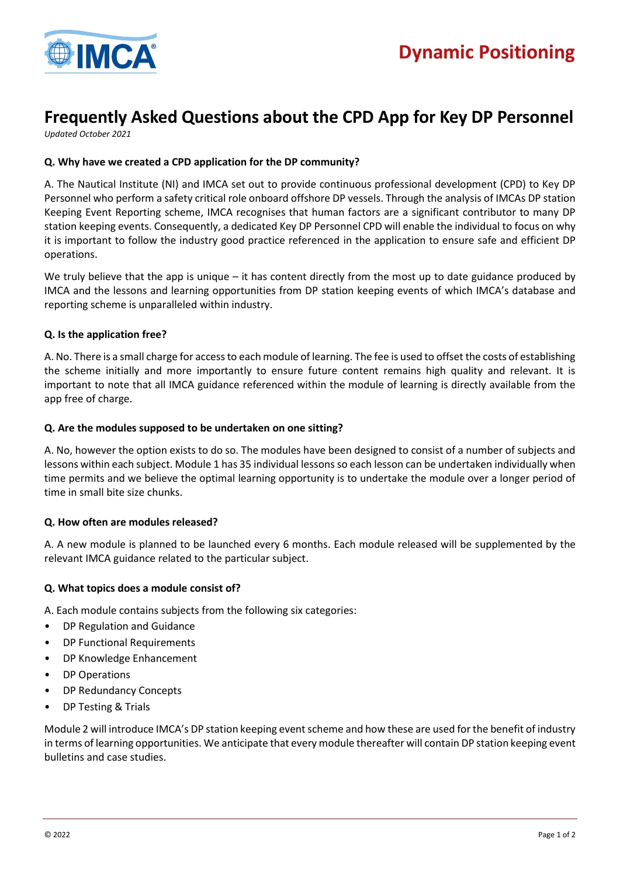Dynamic Positioning

# Frequently Asked Questions about the CPD App for Key DP Personnel

*Updated October 2021*

**Q. Why have we created a CPD application for the DP community?**

A. The Nautical Institute (NI) and IMCA set out to provide continuous professional development (CPD) to Key DP Personnel who perform a safety critical role onboard offshore DP vessels. Through the analysis of IMCAs DP station Keeping Event Reporting scheme, IMCA recognises that human factors are a significant contributor to many DP station keeping events. Consequently, a dedicated Key DP Personnel CPD will enable the individual to focus on why it is important to follow the industry good practice referenced in the application to ensure safe and efficient DP operations.

We truly believe that the app is unique – it has content directly from the most up to date guidance produced by IMCA and the lessons and learning opportunities from DP station keeping events of which IMCA's database and reporting scheme is unparalleled within industry.

**Q. Is the application free?**

A. No. There is a small charge for access to each module of learning. The fee is used to offset the costs of establishing the scheme initially and more importantly to ensure future content remains high quality and relevant. It is important to note that all IMCA guidance referenced within the module of learning is directly available from the app free of charge.

**Q. Are the modules supposed to be undertaken on one sitting?**

A. No, however the option exists to do so. The modules have been designed to consist of a number of subjects and lessons within each subject. Module 1 has 35 individual lessons so each lesson can be undertaken individually when time permits and we believe the optimal learning opportunity is to undertake the module over a longer period of time in small bite size chunks.

**Q. How often are modules released?**

A. A new module is planned to be launched every 6 months. Each module released will be supplemented by the relevant IMCA guidance related to the particular subject.

**Q. What topics does a module consist of?**

A. Each module contains subjects from the following six categories:

- DP Regulation and Guidance
- DP Functional Requirements
- DP Knowledge Enhancement
- DP Operations
- DP Redundancy Concepts
- DP Testing & Trials

Module 2 will introduce IMCA's DP station keeping event scheme and how these are used for the benefit of industry in terms of learning opportunities. We anticipate that every module thereafter will contain DP station keeping event bulletins and case studies.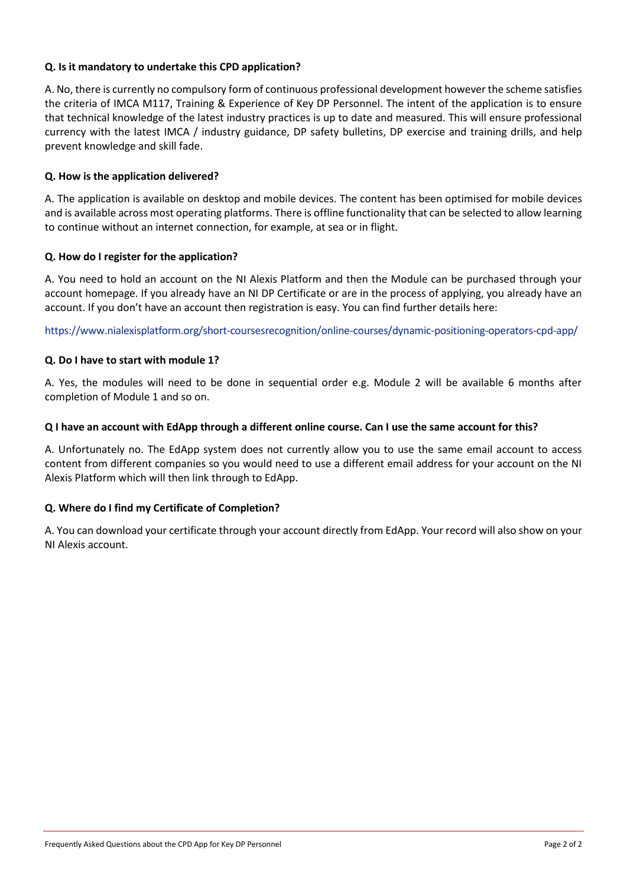**Q. Is it mandatory to undertake this CPD application?**

A. No, there is currently no compulsory form of continuous professional development however the scheme satisfies the criteria of IMCA M117, Training & Experience of Key DP Personnel. The intent of the application is to ensure that technical knowledge of the latest industry practices is up to date and measured. This will ensure professional currency with the latest IMCA / industry guidance, DP safety bulletins, DP exercise and training drills, and help prevent knowledge and skill fade.

**Q. How is the application delivered?**

A. The application is available on desktop and mobile devices. The content has been optimised for mobile devices and is available across most operating platforms. There is offline functionality that can be selected to allow learning to continue without an internet connection, for example, at sea or in flight.

**Q. How do I register for the application?**

A. You need to hold an account on the NI Alexis Platform and then the Module can be purchased through your account homepage. If you already have an NI DP Certificate or are in the process of applying, you already have an account. If you don't have an account then registration is easy. You can find further details here:

https://www.nialexisplatform.org/short-coursesrecognition/online-courses/dynamic-positioning-operators-cpd-app/

**Q. Do I have to start with module 1?**

A. Yes, the modules will need to be done in sequential order e.g. Module 2 will be available 6 months after completion of Module 1 and so on.

**Q I have an account with EdApp through a different online course. Can I use the same account for this?**

A. Unfortunately no. The EdApp system does not currently allow you to use the same email account to access content from different companies so you would need to use a different email address for your account on the NI Alexis Platform which will then link through to EdApp.

**Q. Where do I find my Certificate of Completion?**

A. You can download your certificate through your account directly from EdApp. Your record will also show on your NI Alexis account.